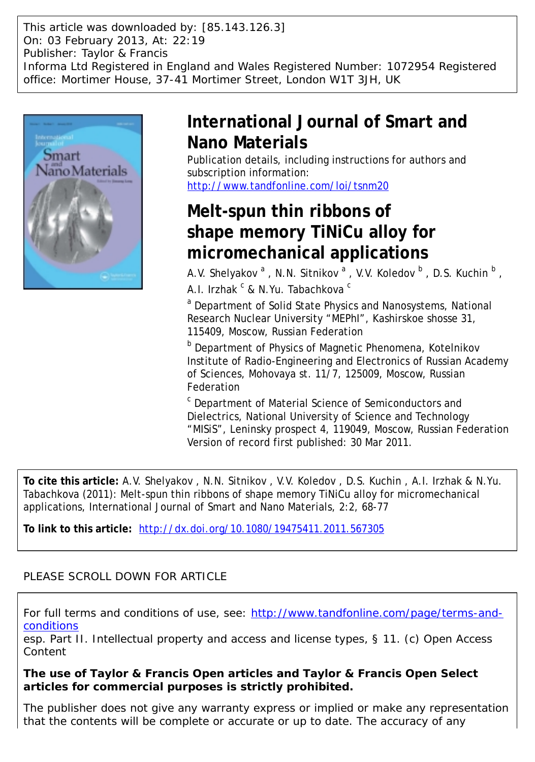This article was downloaded by: [85.143.126.3]
On: 03 February 2013, At: 22:19
Publisher: Taylor & Francis
Informa Ltd Registered in England and Wales Registered Number: 1072954 Registered office: Mortimer House, 37-41 Mortimer Street, London W1T 3JH, UK

# International Journal of Smart and Nano Materials

Publication details, including instructions for authors and subscription information:
http://www.tandfonline.com/loi/tsnm20

# Melt-spun thin ribbons of shape memory TiNiCu alloy for micromechanical applications

A.V. Shelyakov [a] , N.N. Sitnikov [a] , V.V. Koledov [b] , D.S. Kuchin [b] , A.I. Irzhak [c] & N.Yu. Tabachkova [c]

[a] Department of Solid State Physics and Nanosystems, National Research Nuclear University "MEPhI", Kashirskoe shosse 31, 115409, Moscow, Russian Federation

[b] Department of Physics of Magnetic Phenomena, Kotelnikov Institute of Radio-Engineering and Electronics of Russian Academy of Sciences, Mohovaya st. 11/7, 125009, Moscow, Russian Federation

[c] Department of Material Science of Semiconductors and Dielectrics, National University of Science and Technology "MISiS", Leninsky prospect 4, 119049, Moscow, Russian Federation

Version of record first published: 30 Mar 2011.

**To cite this article:** A.V. Shelyakov , N.N. Sitnikov , V.V. Koledov , D.S. Kuchin , A.I. Irzhak & N.Yu. Tabachkova (2011): Melt-spun thin ribbons of shape memory TiNiCu alloy for micromechanical applications, International Journal of Smart and Nano Materials, 2:2, 68-77

**To link to this article:** http://dx.doi.org/10.1080/19475411.2011.567305

PLEASE SCROLL DOWN FOR ARTICLE

For full terms and conditions of use, see: http://www.tandfonline.com/page/terms-and-conditions
esp. Part II. Intellectual property and access and license types, § 11. (c) Open Access Content

**The use of Taylor & Francis Open articles and Taylor & Francis Open Select articles for commercial purposes is strictly prohibited.**

The publisher does not give any warranty express or implied or make any representation that the contents will be complete or accurate or up to date. The accuracy of any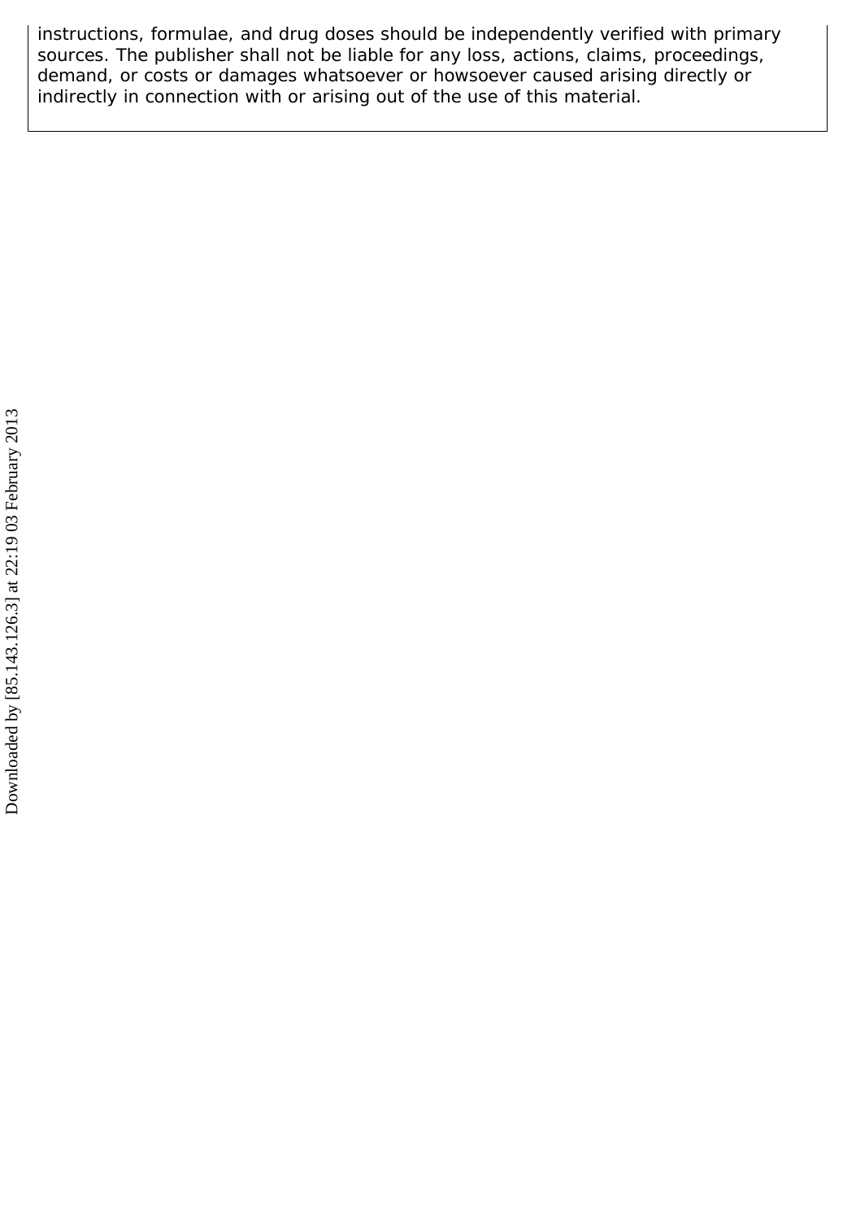instructions, formulae, and drug doses should be independently verified with primary sources. The publisher shall not be liable for any loss, actions, claims, proceedings, demand, or costs or damages whatsoever or howsoever caused arising directly or indirectly in connection with or arising out of the use of this material.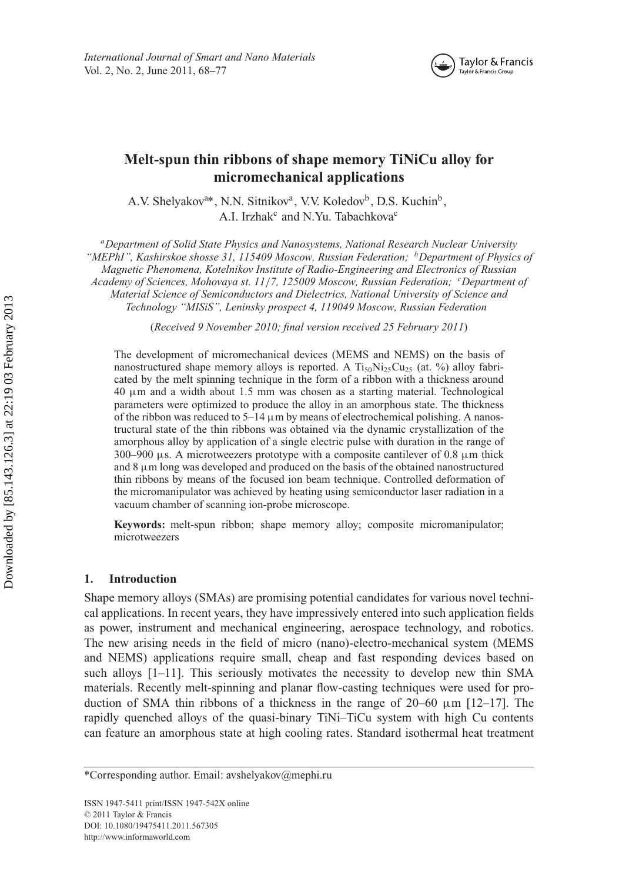# Melt-spun thin ribbons of shape memory TiNiCu alloy for micromechanical applications

A.V. Shelyakov[a]*, N.N. Sitnikov[a], V.V. Koledov[b], D.S. Kuchin[b], A.I. Irzhak[c] and N.Yu. Tabachkova[c]

[a]*Department of Solid State Physics and Nanosystems, National Research Nuclear University "MEPhI", Kashirskoe shosse 31, 115409 Moscow, Russian Federation;* [b]*Department of Physics of Magnetic Phenomena, Kotelnikov Institute of Radio-Engineering and Electronics of Russian Academy of Sciences, Mohovaya st. 11/7, 125009 Moscow, Russian Federation;* [c]*Department of Material Science of Semiconductors and Dielectrics, National University of Science and Technology "MISiS", Leninsky prospect 4, 119049 Moscow, Russian Federation*

(*Received 9 November 2010; final version received 25 February 2011*)

The development of micromechanical devices (MEMS and NEMS) on the basis of nanostructured shape memory alloys is reported. A $Ti_{50}Ni_{25}Cu_{25}$ (at. %) alloy fabricated by the melt spinning technique in the form of a ribbon with a thickness around 40 μm and a width about 1.5 mm was chosen as a starting material. Technological parameters were optimized to produce the alloy in an amorphous state. The thickness of the ribbon was reduced to 5–14 μm by means of electrochemical polishing. A nanostructural state of the thin ribbons was obtained via the dynamic crystallization of the amorphous alloy by application of a single electric pulse with duration in the range of 300–900 μs. A microtweezers prototype with a composite cantilever of 0.8 μm thick and 8 μm long was developed and produced on the basis of the obtained nanostructured thin ribbons by means of the focused ion beam technique. Controlled deformation of the micromanipulator was achieved by heating using semiconductor laser radiation in a vacuum chamber of scanning ion-probe microscope.

**Keywords:** melt-spun ribbon; shape memory alloy; composite micromanipulator; microtweezers

## 1. Introduction

Shape memory alloys (SMAs) are promising potential candidates for various novel technical applications. In recent years, they have impressively entered into such application fields as power, instrument and mechanical engineering, aerospace technology, and robotics. The new arising needs in the field of micro (nano)-electro-mechanical system (MEMS and NEMS) applications require small, cheap and fast responding devices based on such alloys [1–11]. This seriously motivates the necessity to develop new thin SMA materials. Recently melt-spinning and planar flow-casting techniques were used for production of SMA thin ribbons of a thickness in the range of 20–60 μm [12–17]. The rapidly quenched alloys of the quasi-binary TiNi–TiCu system with high Cu contents can feature an amorphous state at high cooling rates. Standard isothermal heat treatment

*Corresponding author. Email: avshelyakov@mephi.ru

ISSN 1947-5411 print/ISSN 1947-542X online
© 2011 Taylor & Francis
DOI: 10.1080/19475411.2011.567305
http://www.informaworld.com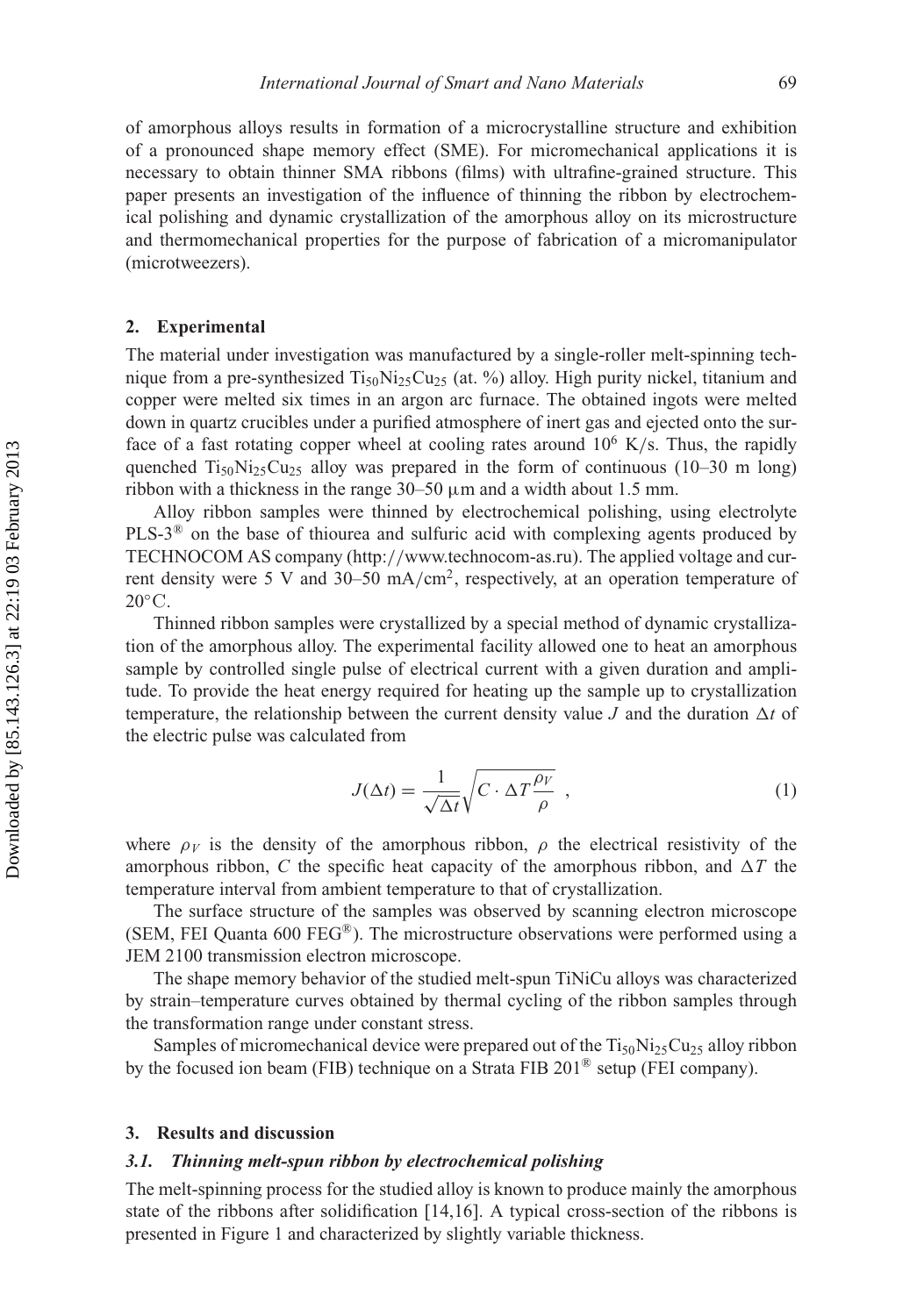of amorphous alloys results in formation of a microcrystalline structure and exhibition of a pronounced shape memory effect (SME). For micromechanical applications it is necessary to obtain thinner SMA ribbons (films) with ultrafine-grained structure. This paper presents an investigation of the influence of thinning the ribbon by electrochemical polishing and dynamic crystallization of the amorphous alloy on its microstructure and thermomechanical properties for the purpose of fabrication of a micromanipulator (microtweezers).

## 2. Experimental

The material under investigation was manufactured by a single-roller melt-spinning technique from a pre-synthesized $Ti_{50}Ni_{25}Cu_{25}$ (at. %) alloy. High purity nickel, titanium and copper were melted six times in an argon arc furnace. The obtained ingots were melted down in quartz crucibles under a purified atmosphere of inert gas and ejected onto the surface of a fast rotating copper wheel at cooling rates around $10^6$ K/s. Thus, the rapidly quenched $Ti_{50}Ni_{25}Cu_{25}$ alloy was prepared in the form of continuous (10–30 m long) ribbon with a thickness in the range 30–50 μm and a width about 1.5 mm.

Alloy ribbon samples were thinned by electrochemical polishing, using electrolyte PLS-3® on the base of thiourea and sulfuric acid with complexing agents produced by TECHNOCOM AS company (http://www.technocom-as.ru). The applied voltage and current density were 5 V and 30–50 mA/cm$^2$, respectively, at an operation temperature of 20°C.

Thinned ribbon samples were crystallized by a special method of dynamic crystallization of the amorphous alloy. The experimental facility allowed one to heat an amorphous sample by controlled single pulse of electrical current with a given duration and amplitude. To provide the heat energy required for heating up the sample up to crystallization temperature, the relationship between the current density value $J$ and the duration $\Delta t$ of the electric pulse was calculated from

$$J(\Delta t) = \frac{1}{\sqrt{\Delta t}}\sqrt{C \cdot \Delta T \frac{\rho_V}{\rho}} \ , \tag{1}$$

where $\rho_V$ is the density of the amorphous ribbon, $\rho$ the electrical resistivity of the amorphous ribbon, $C$ the specific heat capacity of the amorphous ribbon, and $\Delta T$ the temperature interval from ambient temperature to that of crystallization.

The surface structure of the samples was observed by scanning electron microscope (SEM, FEI Quanta 600 FEG®). The microstructure observations were performed using a JEM 2100 transmission electron microscope.

The shape memory behavior of the studied melt-spun TiNiCu alloys was characterized by strain–temperature curves obtained by thermal cycling of the ribbon samples through the transformation range under constant stress.

Samples of micromechanical device were prepared out of the $Ti_{50}Ni_{25}Cu_{25}$ alloy ribbon by the focused ion beam (FIB) technique on a Strata FIB 201® setup (FEI company).

## 3. Results and discussion

### *3.1. Thinning melt-spun ribbon by electrochemical polishing*

The melt-spinning process for the studied alloy is known to produce mainly the amorphous state of the ribbons after solidification [14,16]. A typical cross-section of the ribbons is presented in Figure 1 and characterized by slightly variable thickness.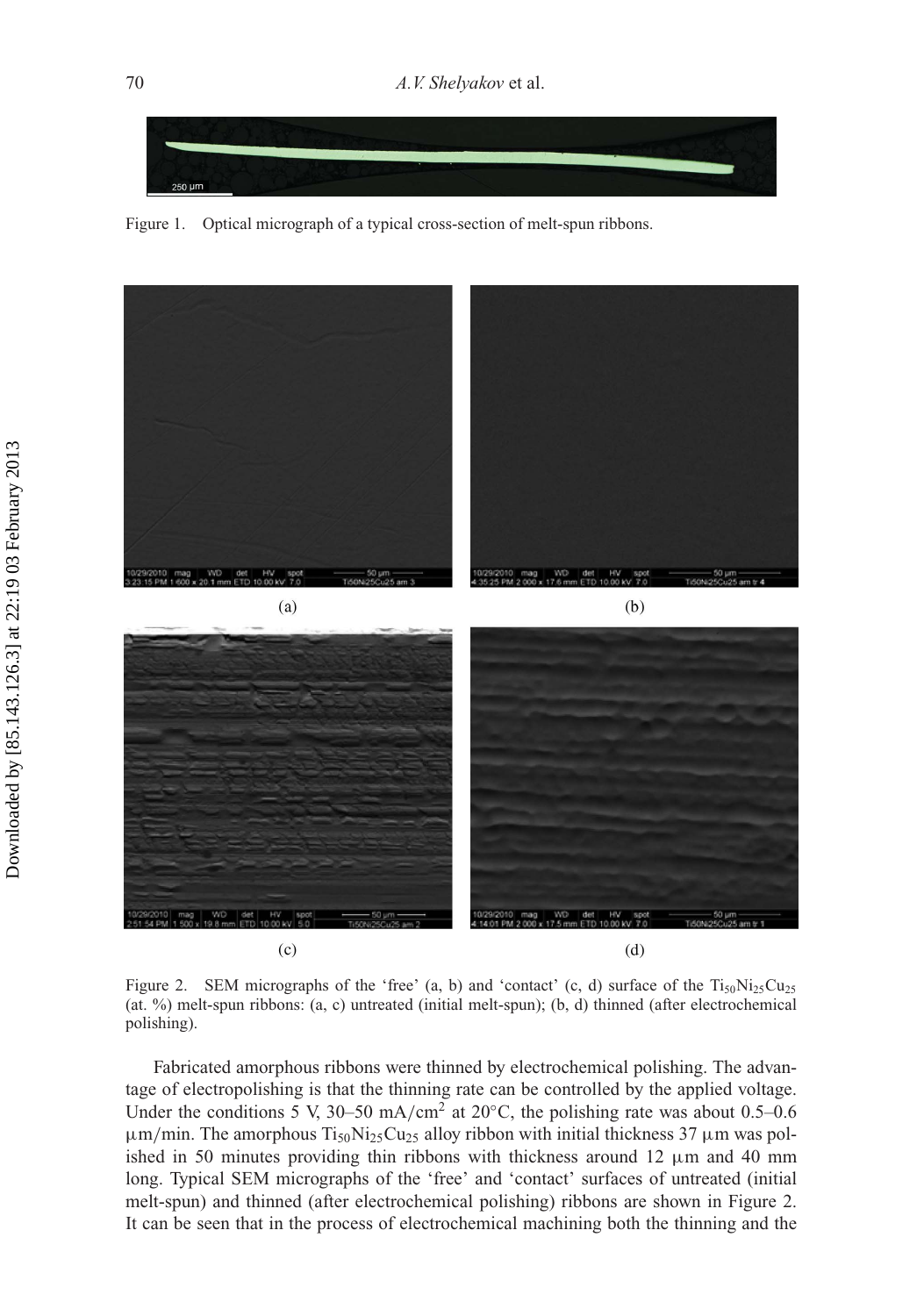Figure 1. Optical micrograph of a typical cross-section of melt-spun ribbons.

(a) (b)

(c) (d)

Figure 2. SEM micrographs of the 'free' (a, b) and 'contact' (c, d) surface of the $Ti_{50}Ni_{25}Cu_{25}$ (at. %) melt-spun ribbons: (a, c) untreated (initial melt-spun); (b, d) thinned (after electrochemical polishing).

Fabricated amorphous ribbons were thinned by electrochemical polishing. The advantage of electropolishing is that the thinning rate can be controlled by the applied voltage. Under the conditions 5 V, 30–50 $mA/cm^2$ at 20°C, the polishing rate was about 0.5–0.6 $\mu m/min$. The amorphous $Ti_{50}Ni_{25}Cu_{25}$ alloy ribbon with initial thickness 37 $\mu$m was polished in 50 minutes providing thin ribbons with thickness around 12 $\mu$m and 40 mm long. Typical SEM micrographs of the 'free' and 'contact' surfaces of untreated (initial melt-spun) and thinned (after electrochemical polishing) ribbons are shown in Figure 2. It can be seen that in the process of electrochemical machining both the thinning and the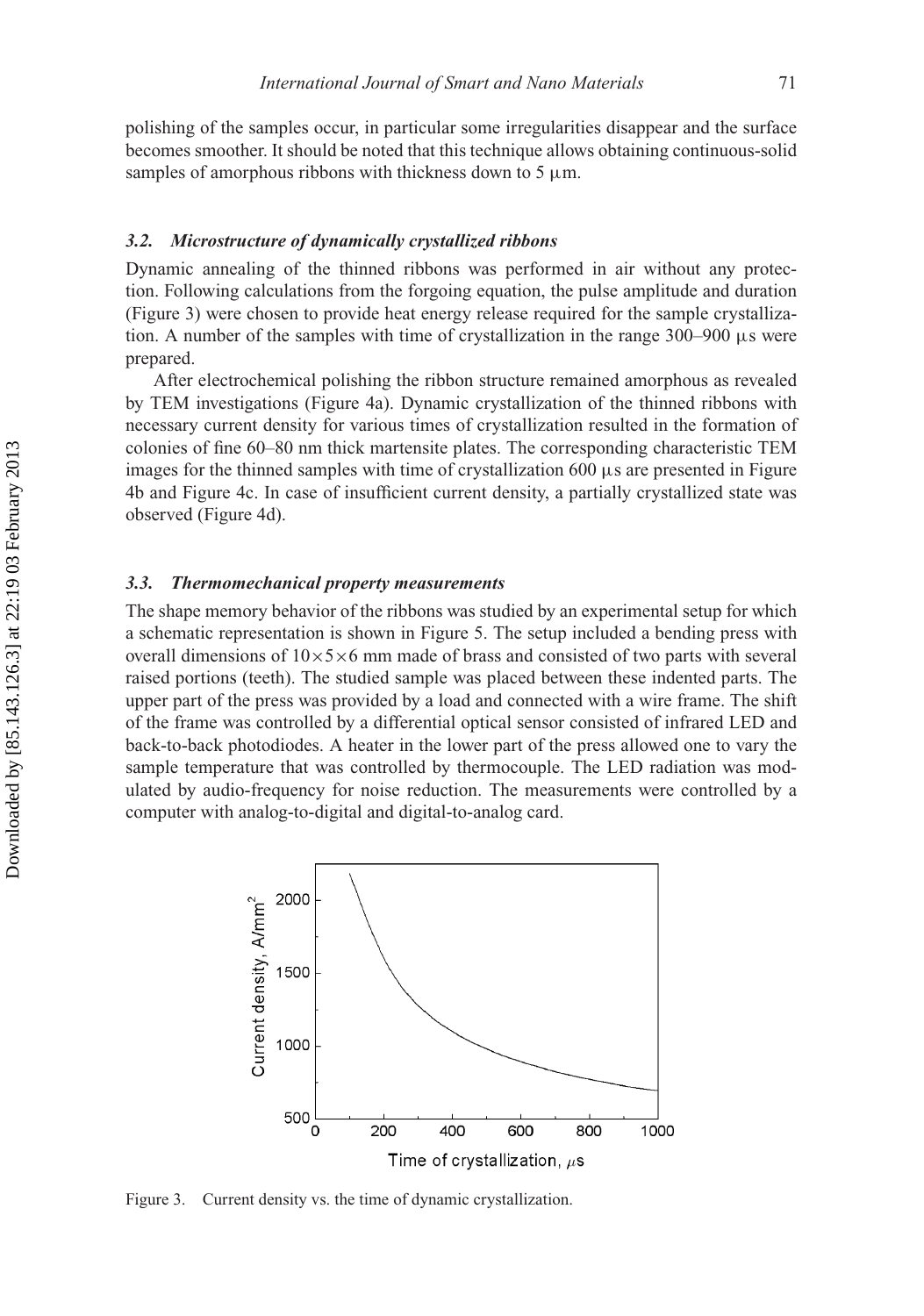polishing of the samples occur, in particular some irregularities disappear and the surface becomes smoother. It should be noted that this technique allows obtaining continuous-solid samples of amorphous ribbons with thickness down to 5 μm.

### *3.2. Microstructure of dynamically crystallized ribbons*

Dynamic annealing of the thinned ribbons was performed in air without any protection. Following calculations from the forgoing equation, the pulse amplitude and duration (Figure 3) were chosen to provide heat energy release required for the sample crystallization. A number of the samples with time of crystallization in the range 300–900 μs were prepared.

After electrochemical polishing the ribbon structure remained amorphous as revealed by TEM investigations (Figure 4a). Dynamic crystallization of the thinned ribbons with necessary current density for various times of crystallization resulted in the formation of colonies of fine 60–80 nm thick martensite plates. The corresponding characteristic TEM images for the thinned samples with time of crystallization 600 μs are presented in Figure 4b and Figure 4c. In case of insufficient current density, a partially crystallized state was observed (Figure 4d).

### *3.3. Thermomechanical property measurements*

The shape memory behavior of the ribbons was studied by an experimental setup for which a schematic representation is shown in Figure 5. The setup included a bending press with overall dimensions of $10 \times 5 \times 6$ mm made of brass and consisted of two parts with several raised portions (teeth). The studied sample was placed between these indented parts. The upper part of the press was provided by a load and connected with a wire frame. The shift of the frame was controlled by a differential optical sensor consisted of infrared LED and back-to-back photodiodes. A heater in the lower part of the press allowed one to vary the sample temperature that was controlled by thermocouple. The LED radiation was modulated by audio-frequency for noise reduction. The measurements were controlled by a computer with analog-to-digital and digital-to-analog card.

Figure 3. Current density vs. the time of dynamic crystallization.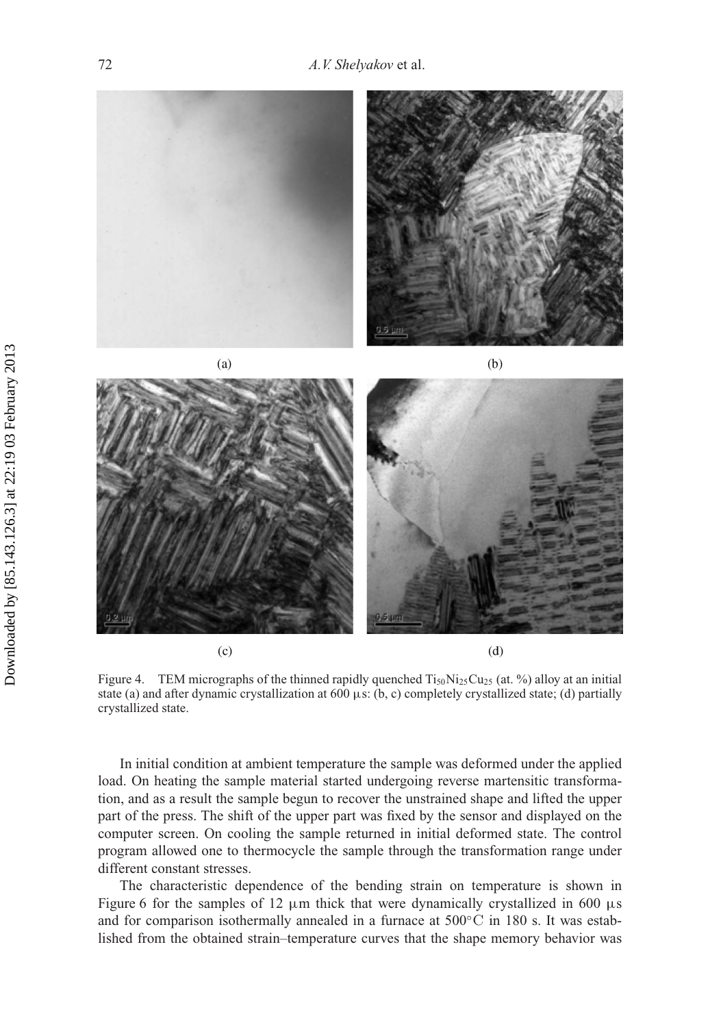(a)

(b)

(c)

(d)

Figure 4. TEM micrographs of the thinned rapidly quenched $Ti_{50}Ni_{25}Cu_{25}$ (at. %) alloy at an initial state (a) and after dynamic crystallization at 600 μs: (b, c) completely crystallized state; (d) partially crystallized state.

In initial condition at ambient temperature the sample was deformed under the applied load. On heating the sample material started undergoing reverse martensitic transformation, and as a result the sample begun to recover the unstrained shape and lifted the upper part of the press. The shift of the upper part was fixed by the sensor and displayed on the computer screen. On cooling the sample returned in initial deformed state. The control program allowed one to thermocycle the sample through the transformation range under different constant stresses.

The characteristic dependence of the bending strain on temperature is shown in Figure 6 for the samples of 12 μm thick that were dynamically crystallized in 600 μs and for comparison isothermally annealed in a furnace at 500°C in 180 s. It was established from the obtained strain–temperature curves that the shape memory behavior was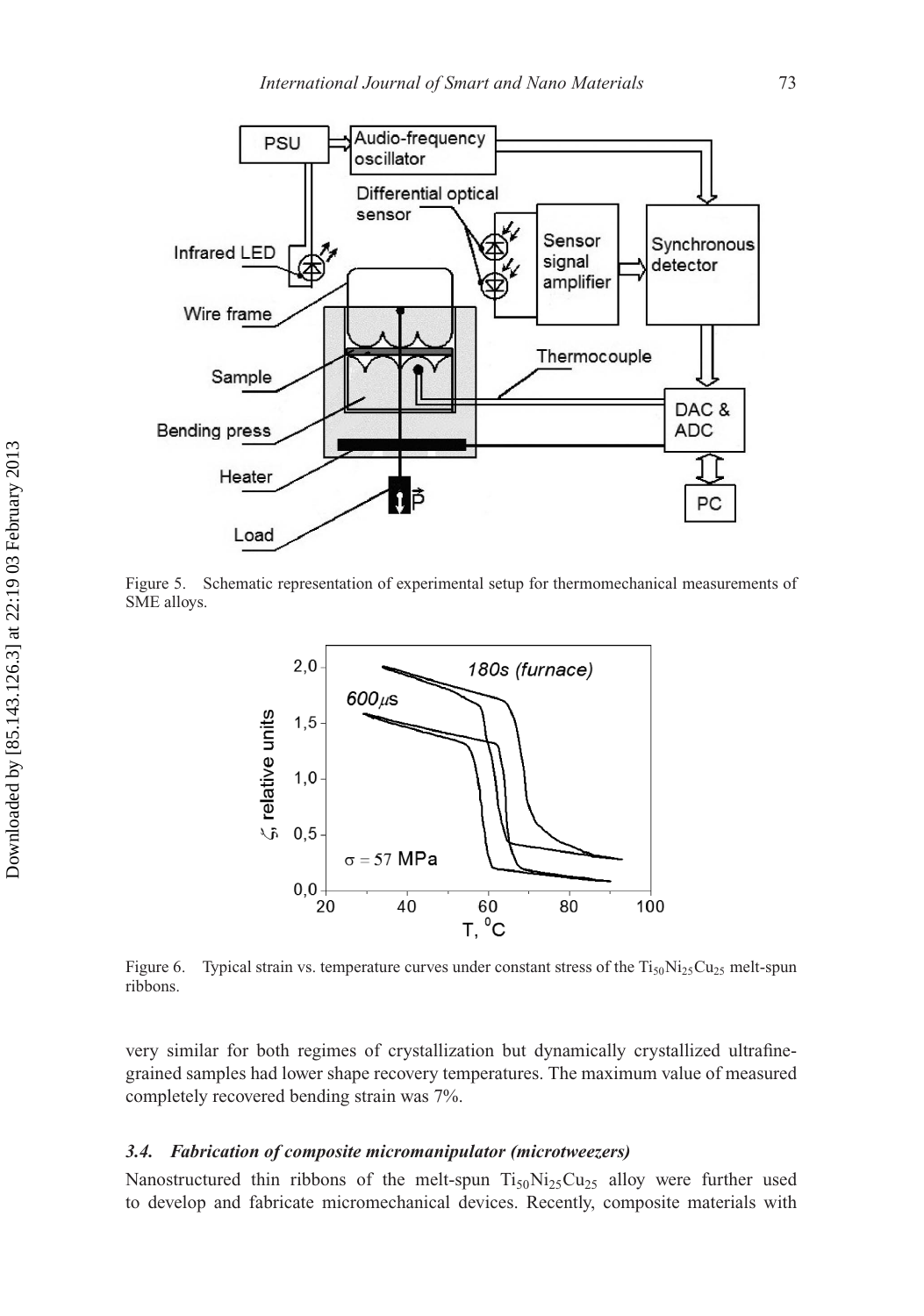Figure 5. Schematic representation of experimental setup for thermomechanical measurements of SME alloys.

Figure 6. Typical strain vs. temperature curves under constant stress of the $Ti_{50}Ni_{25}Cu_{25}$ melt-spun ribbons.

very similar for both regimes of crystallization but dynamically crystallized ultrafine-grained samples had lower shape recovery temperatures. The maximum value of measured completely recovered bending strain was 7%.

### *3.4. Fabrication of composite micromanipulator (microtweezers)*

Nanostructured thin ribbons of the melt-spun $Ti_{50}Ni_{25}Cu_{25}$ alloy were further used to develop and fabricate micromechanical devices. Recently, composite materials with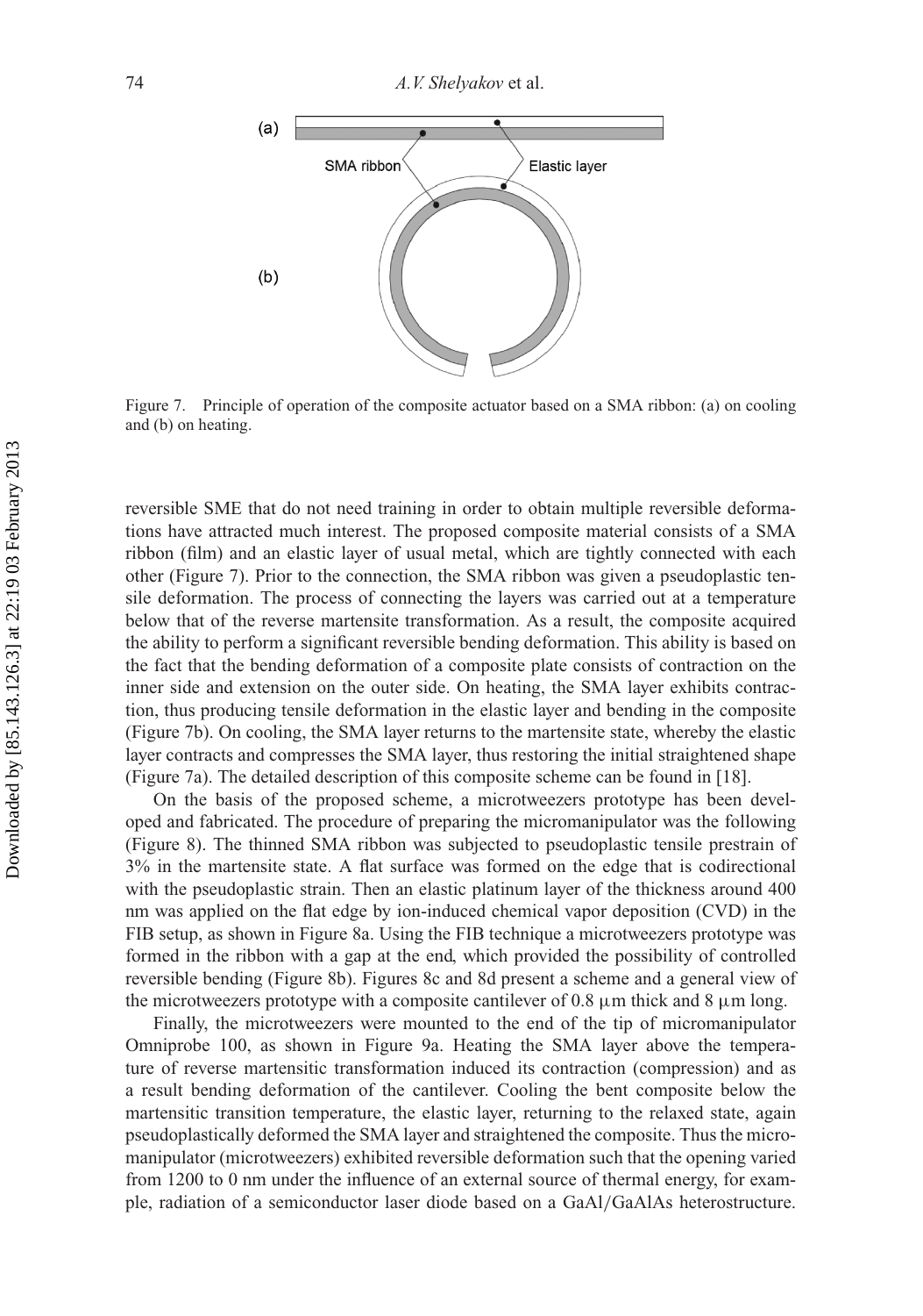Figure 7. Principle of operation of the composite actuator based on a SMA ribbon: (a) on cooling and (b) on heating.

reversible SME that do not need training in order to obtain multiple reversible deformations have attracted much interest. The proposed composite material consists of a SMA ribbon (film) and an elastic layer of usual metal, which are tightly connected with each other (Figure 7). Prior to the connection, the SMA ribbon was given a pseudoplastic tensile deformation. The process of connecting the layers was carried out at a temperature below that of the reverse martensite transformation. As a result, the composite acquired the ability to perform a significant reversible bending deformation. This ability is based on the fact that the bending deformation of a composite plate consists of contraction on the inner side and extension on the outer side. On heating, the SMA layer exhibits contraction, thus producing tensile deformation in the elastic layer and bending in the composite (Figure 7b). On cooling, the SMA layer returns to the martensite state, whereby the elastic layer contracts and compresses the SMA layer, thus restoring the initial straightened shape (Figure 7a). The detailed description of this composite scheme can be found in [18].

On the basis of the proposed scheme, a microtweezers prototype has been developed and fabricated. The procedure of preparing the micromanipulator was the following (Figure 8). The thinned SMA ribbon was subjected to pseudoplastic tensile prestrain of 3% in the martensite state. A flat surface was formed on the edge that is codirectional with the pseudoplastic strain. Then an elastic platinum layer of the thickness around 400 nm was applied on the flat edge by ion-induced chemical vapor deposition (CVD) in the FIB setup, as shown in Figure 8a. Using the FIB technique a microtweezers prototype was formed in the ribbon with a gap at the end, which provided the possibility of controlled reversible bending (Figure 8b). Figures 8c and 8d present a scheme and a general view of the microtweezers prototype with a composite cantilever of 0.8 μm thick and 8 μm long.

Finally, the microtweezers were mounted to the end of the tip of micromanipulator Omniprobe 100, as shown in Figure 9a. Heating the SMA layer above the temperature of reverse martensitic transformation induced its contraction (compression) and as a result bending deformation of the cantilever. Cooling the bent composite below the martensitic transition temperature, the elastic layer, returning to the relaxed state, again pseudoplastically deformed the SMA layer and straightened the composite. Thus the micromanipulator (microtweezers) exhibited reversible deformation such that the opening varied from 1200 to 0 nm under the influence of an external source of thermal energy, for example, radiation of a semiconductor laser diode based on a GaAl/GaAlAs heterostructure.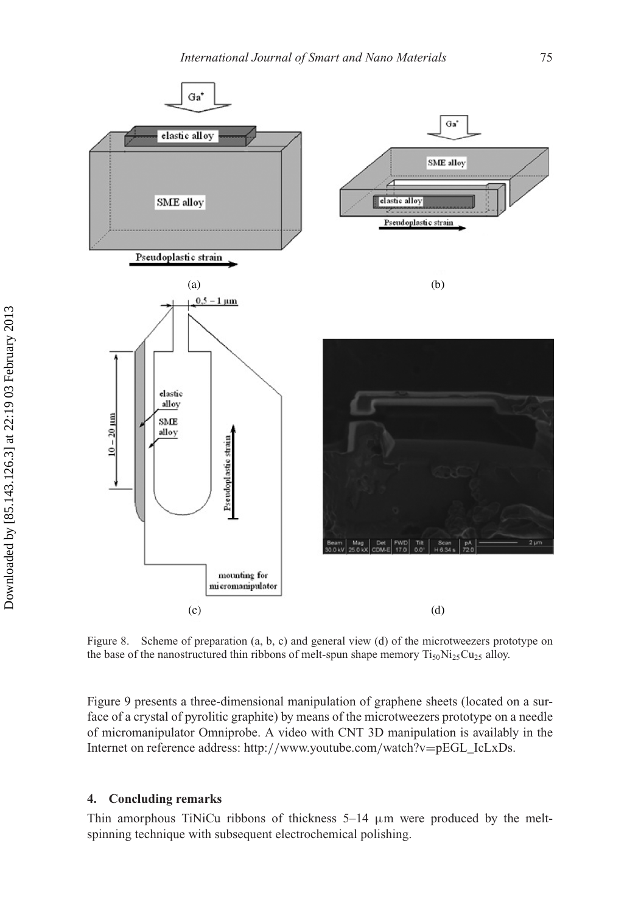Figure 8. Scheme of preparation (a, b, c) and general view (d) of the microtweezers prototype on the base of the nanostructured thin ribbons of melt-spun shape memory $Ti_{50}Ni_{25}Cu_{25}$ alloy.

Figure 9 presents a three-dimensional manipulation of graphene sheets (located on a surface of a crystal of pyrolitic graphite) by means of the microtweezers prototype on a needle of micromanipulator Omniprobe. A video with CNT 3D manipulation is availably in the Internet on reference address: http://www.youtube.com/watch?v=pEGL_IcLxDs.

## 4. Concluding remarks

Thin amorphous TiNiCu ribbons of thickness 5–14 μm were produced by the melt-spinning technique with subsequent electrochemical polishing.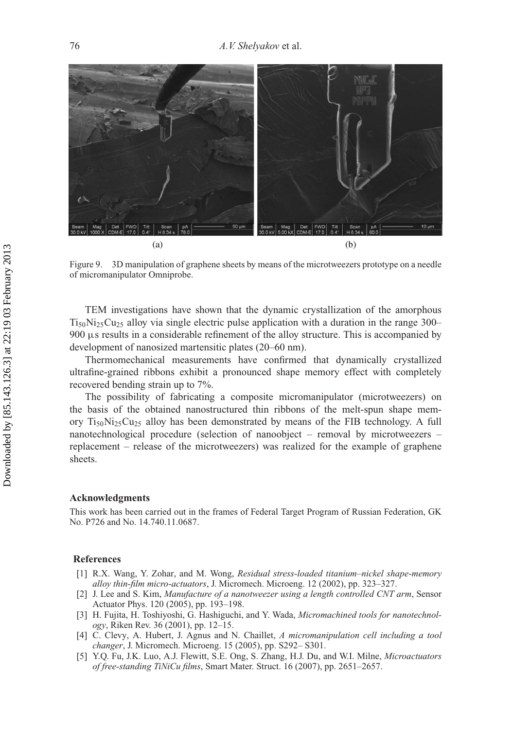(a) (b)

Figure 9. 3D manipulation of graphene sheets by means of the microtweezers prototype on a needle of micromanipulator Omniprobe.

TEM investigations have shown that the dynamic crystallization of the amorphous $Ti_{50}Ni_{25}Cu_{25}$ alloy via single electric pulse application with a duration in the range 300–900 μs results in a considerable refinement of the alloy structure. This is accompanied by development of nanosized martensitic plates (20–60 nm).

Thermomechanical measurements have confirmed that dynamically crystallized ultrafine-grained ribbons exhibit a pronounced shape memory effect with completely recovered bending strain up to 7%.

The possibility of fabricating a composite micromanipulator (microtweezers) on the basis of the obtained nanostructured thin ribbons of the melt-spun shape memory $Ti_{50}Ni_{25}Cu_{25}$ alloy has been demonstrated by means of the FIB technology. A full nanotechnological procedure (selection of nanoobject – removal by microtweezers – replacement – release of the microtweezers) was realized for the example of graphene sheets.

## Acknowledgments

This work has been carried out in the frames of Federal Target Program of Russian Federation, GK No. P726 and No. 14.740.11.0687.

## References

[1] R.X. Wang, Y. Zohar, and M. Wong, *Residual stress-loaded titanium–nickel shape-memory alloy thin-film micro-actuators*, J. Micromech. Microeng. 12 (2002), pp. 323–327.

[2] J. Lee and S. Kim, *Manufacture of a nanotweezer using a length controlled CNT arm*, Sensor Actuator Phys. 120 (2005), pp. 193–198.

[3] H. Fujita, H. Toshiyoshi, G. Hashiguchi, and Y. Wada, *Micromachined tools for nanotechnology*, Riken Rev. 36 (2001), pp. 12–15.

[4] C. Clevy, A. Hubert, J. Agnus and N. Chaillet, *A micromanipulation cell including a tool changer*, J. Micromech. Microeng. 15 (2005), pp. S292– S301.

[5] Y.Q. Fu, J.K. Luo, A.J. Flewitt, S.E. Ong, S. Zhang, H.J. Du, and W.I. Milne, *Microactuators of free-standing TiNiCu films*, Smart Mater. Struct. 16 (2007), pp. 2651–2657.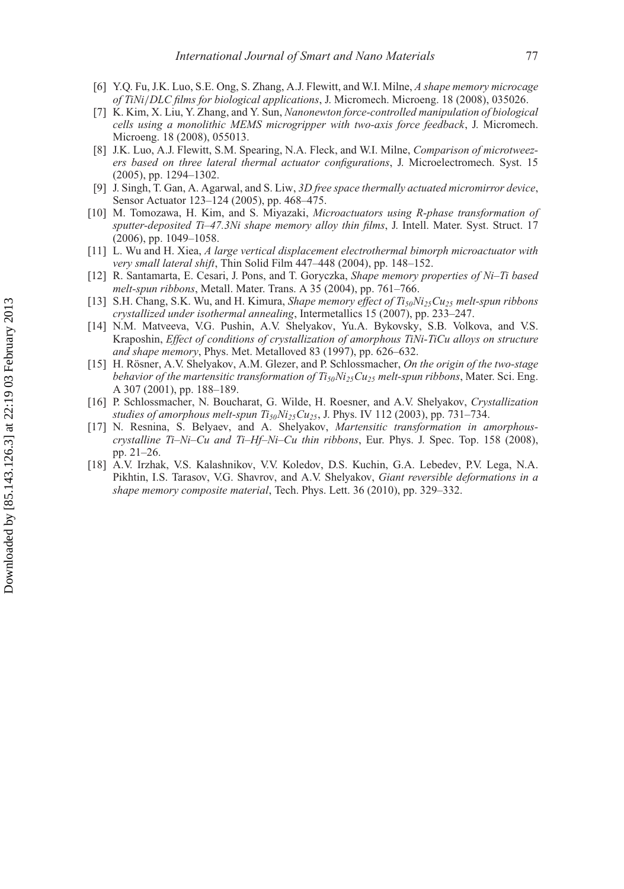[6] Y.Q. Fu, J.K. Luo, S.E. Ong, S. Zhang, A.J. Flewitt, and W.I. Milne, *A shape memory microcage of TiNi/DLC films for biological applications*, J. Micromech. Microeng. 18 (2008), 035026.

[7] K. Kim, X. Liu, Y. Zhang, and Y. Sun, *Nanonewton force-controlled manipulation of biological cells using a monolithic MEMS microgripper with two-axis force feedback*, J. Micromech. Microeng. 18 (2008), 055013.

[8] J.K. Luo, A.J. Flewitt, S.M. Spearing, N.A. Fleck, and W.I. Milne, *Comparison of microtweezers based on three lateral thermal actuator configurations*, J. Microelectromech. Syst. 15 (2005), pp. 1294–1302.

[9] J. Singh, T. Gan, A. Agarwal, and S. Liw, *3D free space thermally actuated micromirror device*, Sensor Actuator 123–124 (2005), pp. 468–475.

[10] M. Tomozawa, H. Kim, and S. Miyazaki, *Microactuators using R-phase transformation of sputter-deposited Ti–47.3Ni shape memory alloy thin films*, J. Intell. Mater. Syst. Struct. 17 (2006), pp. 1049–1058.

[11] L. Wu and H. Xiea, *A large vertical displacement electrothermal bimorph microactuator with very small lateral shift*, Thin Solid Film 447–448 (2004), pp. 148–152.

[12] R. Santamarta, E. Cesari, J. Pons, and T. Goryczka, *Shape memory properties of Ni–Ti based melt-spun ribbons*, Metall. Mater. Trans. A 35 (2004), pp. 761–766.

[13] S.H. Chang, S.K. Wu, and H. Kimura, *Shape memory effect of $Ti_{50}Ni_{25}Cu_{25}$ melt-spun ribbons crystallized under isothermal annealing*, Intermetallics 15 (2007), pp. 233–247.

[14] N.M. Matveeva, V.G. Pushin, A.V. Shelyakov, Yu.A. Bykovsky, S.B. Volkova, and V.S. Kraposhin, *Effect of conditions of crystallization of amorphous TiNi-TiCu alloys on structure and shape memory*, Phys. Met. Metalloved 83 (1997), pp. 626–632.

[15] H. Rösner, A.V. Shelyakov, A.M. Glezer, and P. Schlossmacher, *On the origin of the two-stage behavior of the martensitic transformation of $Ti_{50}Ni_{25}Cu_{25}$ melt-spun ribbons*, Mater. Sci. Eng. A 307 (2001), pp. 188–189.

[16] P. Schlossmacher, N. Boucharat, G. Wilde, H. Roesner, and A.V. Shelyakov, *Crystallization studies of amorphous melt-spun $Ti_{50}Ni_{25}Cu_{25}$*, J. Phys. IV 112 (2003), pp. 731–734.

[17] N. Resnina, S. Belyaev, and A. Shelyakov, *Martensitic transformation in amorphous-crystalline Ti–Ni–Cu and Ti–Hf–Ni–Cu thin ribbons*, Eur. Phys. J. Spec. Top. 158 (2008), pp. 21–26.

[18] A.V. Irzhak, V.S. Kalashnikov, V.V. Koledov, D.S. Kuchin, G.A. Lebedev, P.V. Lega, N.A. Pikhtin, I.S. Tarasov, V.G. Shavrov, and A.V. Shelyakov, *Giant reversible deformations in a shape memory composite material*, Tech. Phys. Lett. 36 (2010), pp. 329–332.